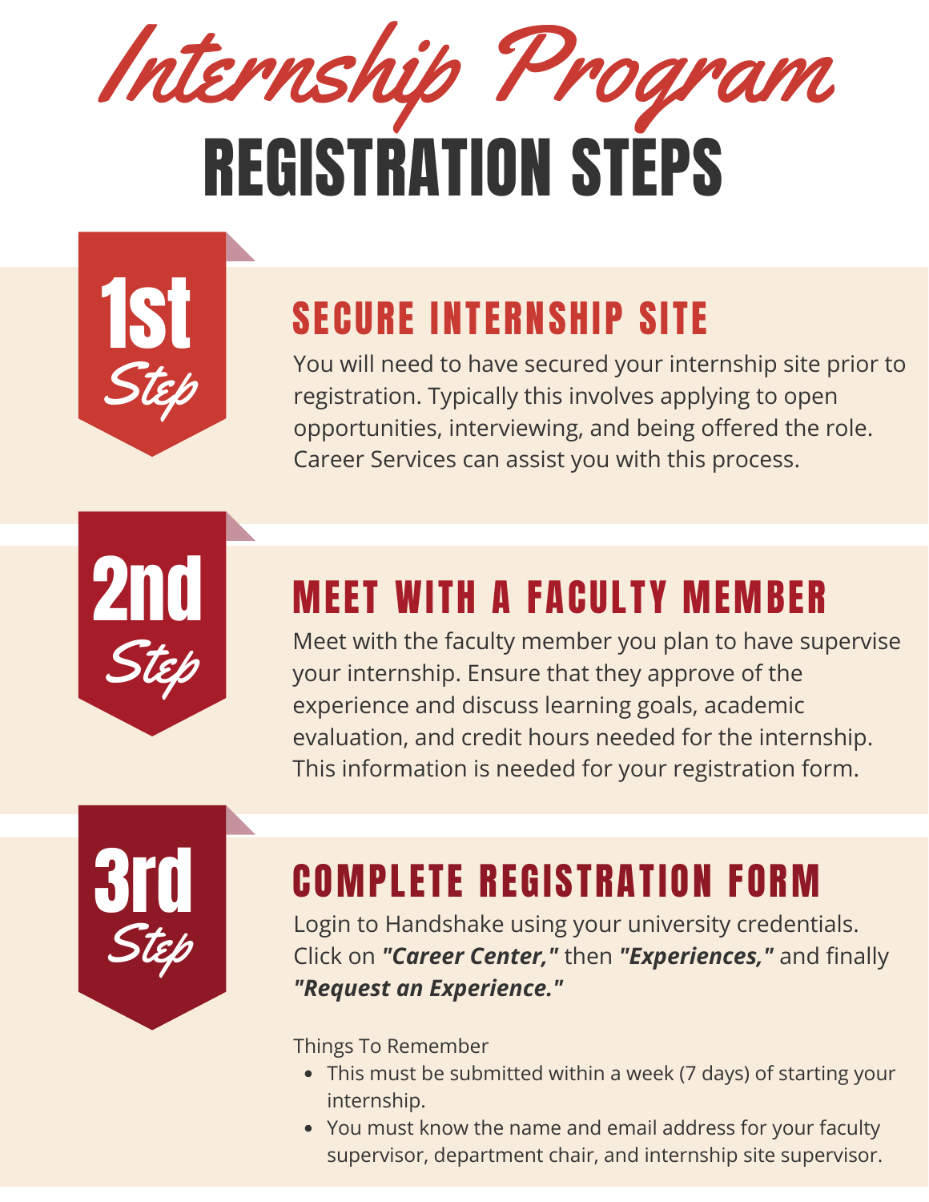# Internship Program

# REGISTRATION STEPS

## 1st Step

### SECURE INTERNSHIP SITE

You will need to have secured your internship site prior to registration. Typically this involves applying to open opportunities, interviewing, and being offered the role. Career Services can assist you with this process.

## 2nd Step

### MEET WITH A FACULTY MEMBER

Meet with the faculty member you plan to have supervise your internship. Ensure that they approve of the experience and discuss learning goals, academic evaluation, and credit hours needed for the internship. This information is needed for your registration form.

## 3rd Step

### COMPLETE REGISTRATION FORM

Login to Handshake using your university credentials. Click on ***"Career Center,"*** then ***"Experiences,"*** and finally ***"Request an Experience."***

Things To Remember

- This must be submitted within a week (7 days) of starting your internship.
- You must know the name and email address for your faculty supervisor, department chair, and internship site supervisor.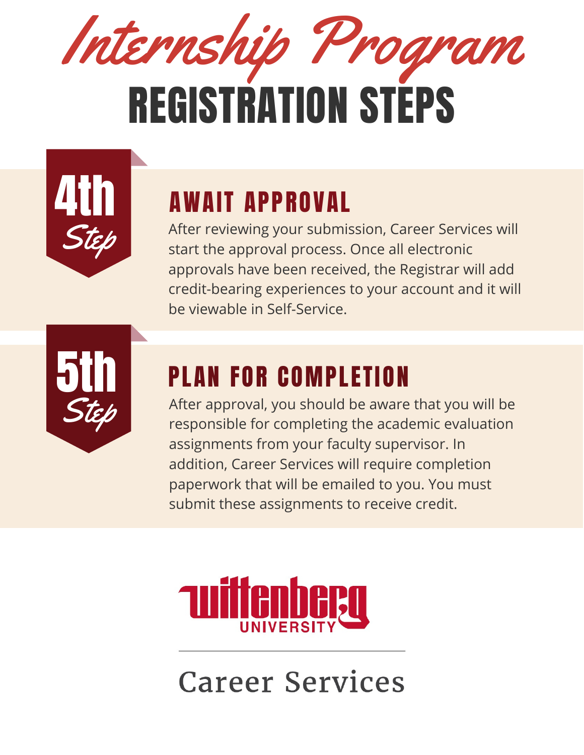# Internship Program

# REGISTRATION STEPS

**4th Step**

## AWAIT APPROVAL

After reviewing your submission, Career Services will start the approval process. Once all electronic approvals have been received, the Registrar will add credit-bearing experiences to your account and it will be viewable in Self-Service.

**5th Step**

## PLAN FOR COMPLETION

After approval, you should be aware that you will be responsible for completing the academic evaluation assignments from your faculty supervisor. In addition, Career Services will require completion paperwork that will be emailed to you. You must submit these assignments to receive credit.

Wittenberg University

Career Services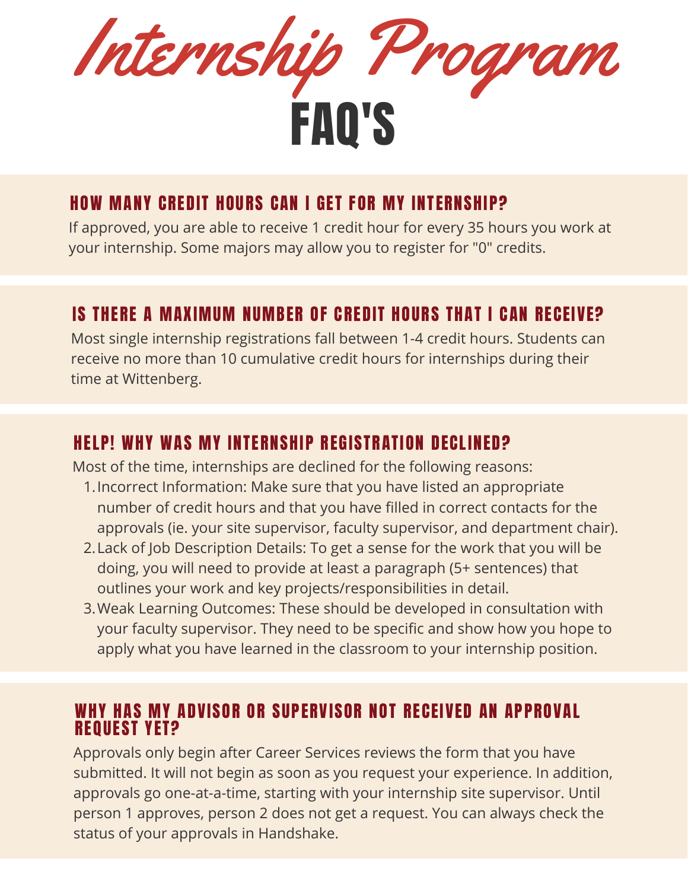# Internship Program FAQ'S

## HOW MANY CREDIT HOURS CAN I GET FOR MY INTERNSHIP?

If approved, you are able to receive 1 credit hour for every 35 hours you work at your internship. Some majors may allow you to register for "0" credits.

## IS THERE A MAXIMUM NUMBER OF CREDIT HOURS THAT I CAN RECEIVE?

Most single internship registrations fall between 1-4 credit hours. Students can receive no more than 10 cumulative credit hours for internships during their time at Wittenberg.

## HELP! WHY WAS MY INTERNSHIP REGISTRATION DECLINED?

Most of the time, internships are declined for the following reasons:

1. Incorrect Information: Make sure that you have listed an appropriate number of credit hours and that you have filled in correct contacts for the approvals (ie. your site supervisor, faculty supervisor, and department chair).
2. Lack of Job Description Details: To get a sense for the work that you will be doing, you will need to provide at least a paragraph (5+ sentences) that outlines your work and key projects/responsibilities in detail.
3. Weak Learning Outcomes: These should be developed in consultation with your faculty supervisor. They need to be specific and show how you hope to apply what you have learned in the classroom to your internship position.

## WHY HAS MY ADVISOR OR SUPERVISOR NOT RECEIVED AN APPROVAL REQUEST YET?

Approvals only begin after Career Services reviews the form that you have submitted. It will not begin as soon as you request your experience. In addition, approvals go one-at-a-time, starting with your internship site supervisor. Until person 1 approves, person 2 does not get a request. You can always check the status of your approvals in Handshake.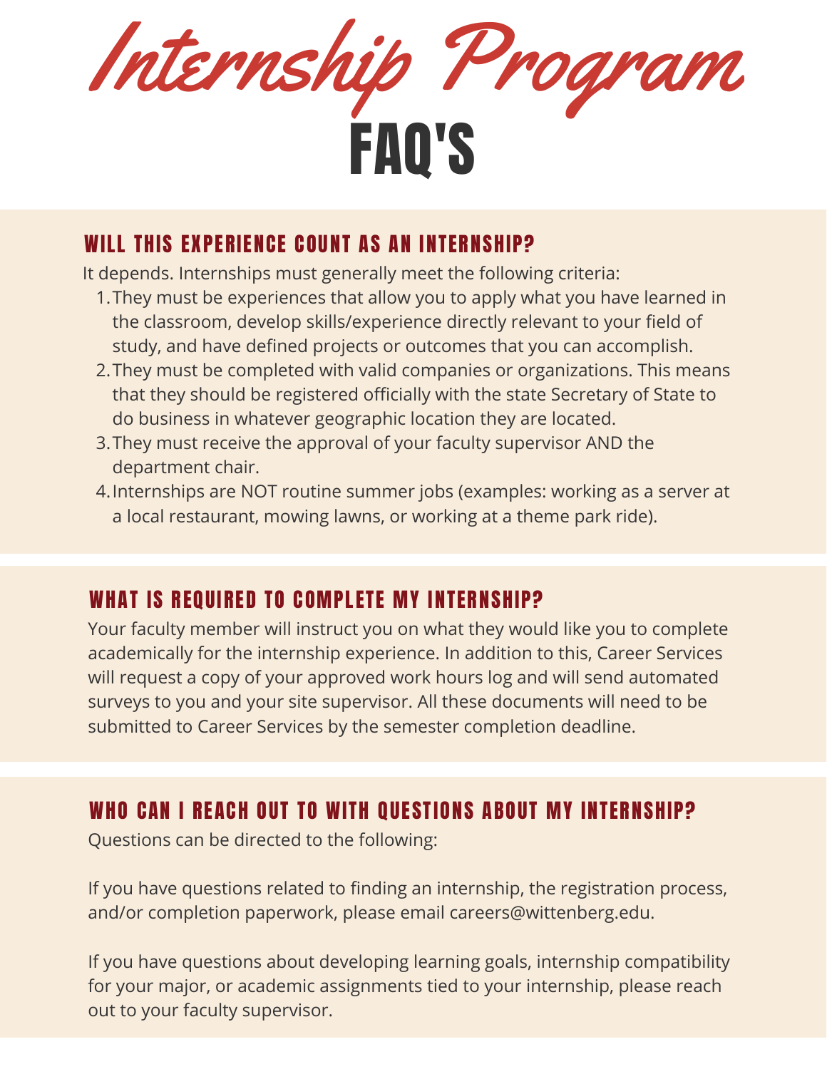# *Internship Program*
# FAQ'S

## WILL THIS EXPERIENCE COUNT AS AN INTERNSHIP?

It depends. Internships must generally meet the following criteria:

1. They must be experiences that allow you to apply what you have learned in the classroom, develop skills/experience directly relevant to your field of study, and have defined projects or outcomes that you can accomplish.
2. They must be completed with valid companies or organizations. This means that they should be registered officially with the state Secretary of State to do business in whatever geographic location they are located.
3. They must receive the approval of your faculty supervisor AND the department chair.
4. Internships are NOT routine summer jobs (examples: working as a server at a local restaurant, mowing lawns, or working at a theme park ride).

## WHAT IS REQUIRED TO COMPLETE MY INTERNSHIP?

Your faculty member will instruct you on what they would like you to complete academically for the internship experience. In addition to this, Career Services will request a copy of your approved work hours log and will send automated surveys to you and your site supervisor. All these documents will need to be submitted to Career Services by the semester completion deadline.

## WHO CAN I REACH OUT TO WITH QUESTIONS ABOUT MY INTERNSHIP?

Questions can be directed to the following:

If you have questions related to finding an internship, the registration process, and/or completion paperwork, please email careers@wittenberg.edu.

If you have questions about developing learning goals, internship compatibility for your major, or academic assignments tied to your internship, please reach out to your faculty supervisor.